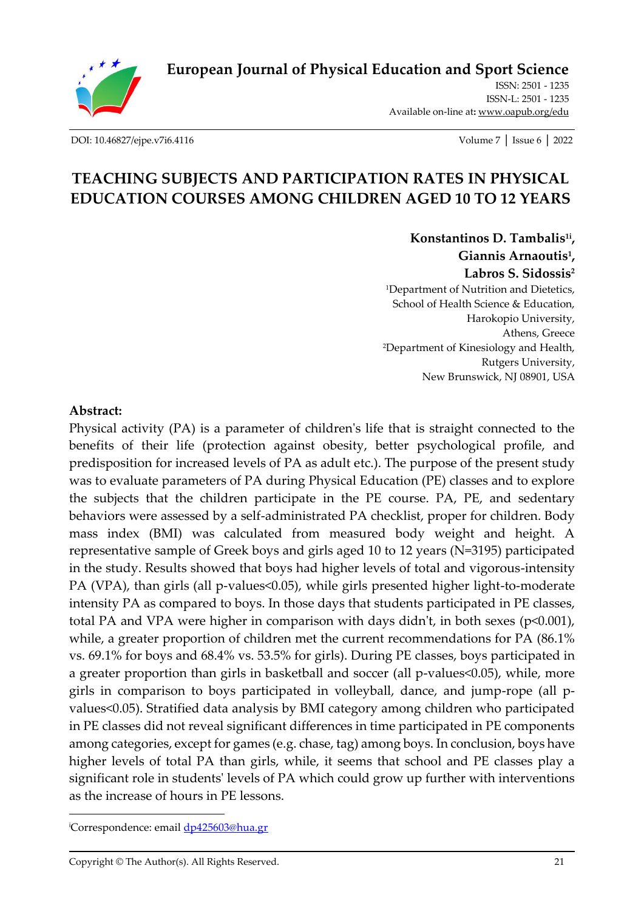# TEACHING SUBJECTS AND PARTICIPATION RATES IN PHYSICAL EDUCATION COURSES AMONG CHILDREN AGED 10 TO 12 YEARS

**Konstantinos D. Tambalis**[1i], **Giannis Arnaoutis**[1], **Labros S. Sidossis**[2]

[1]Department of Nutrition and Dietetics, School of Health Science & Education, Harokopio University, Athens, Greece

[2]Department of Kinesiology and Health, Rutgers University, New Brunswick, NJ 08901, USA

## Abstract:

Physical activity (PA) is a parameter of children's life that is straight connected to the benefits of their life (protection against obesity, better psychological profile, and predisposition for increased levels of PA as adult etc.). The purpose of the present study was to evaluate parameters of PA during Physical Education (PE) classes and to explore the subjects that the children participate in the PE course. PA, PE, and sedentary behaviors were assessed by a self-administrated PA checklist, proper for children. Body mass index (BMI) was calculated from measured body weight and height. A representative sample of Greek boys and girls aged 10 to 12 years (N=3195) participated in the study. Results showed that boys had higher levels of total and vigorous-intensity PA (VPA), than girls (all p-values<0.05), while girls presented higher light-to-moderate intensity PA as compared to boys. In those days that students participated in PE classes, total PA and VPA were higher in comparison with days didn't, in both sexes ($p<0.001$), while, a greater proportion of children met the current recommendations for PA (86.1% vs. 69.1% for boys and 68.4% vs. 53.5% for girls). During PE classes, boys participated in a greater proportion than girls in basketball and soccer (all p-values<0.05), while, more girls in comparison to boys participated in volleyball, dance, and jump-rope (all p-values<0.05). Stratified data analysis by BMI category among children who participated in PE classes did not reveal significant differences in time participated in PE components among categories, except for games (e.g. chase, tag) among boys. In conclusion, boys have higher levels of total PA than girls, while, it seems that school and PE classes play a significant role in students' levels of PA which could grow up further with interventions as the increase of hours in PE lessons.

---

[i]Correspondence: email dp425603@hua.gr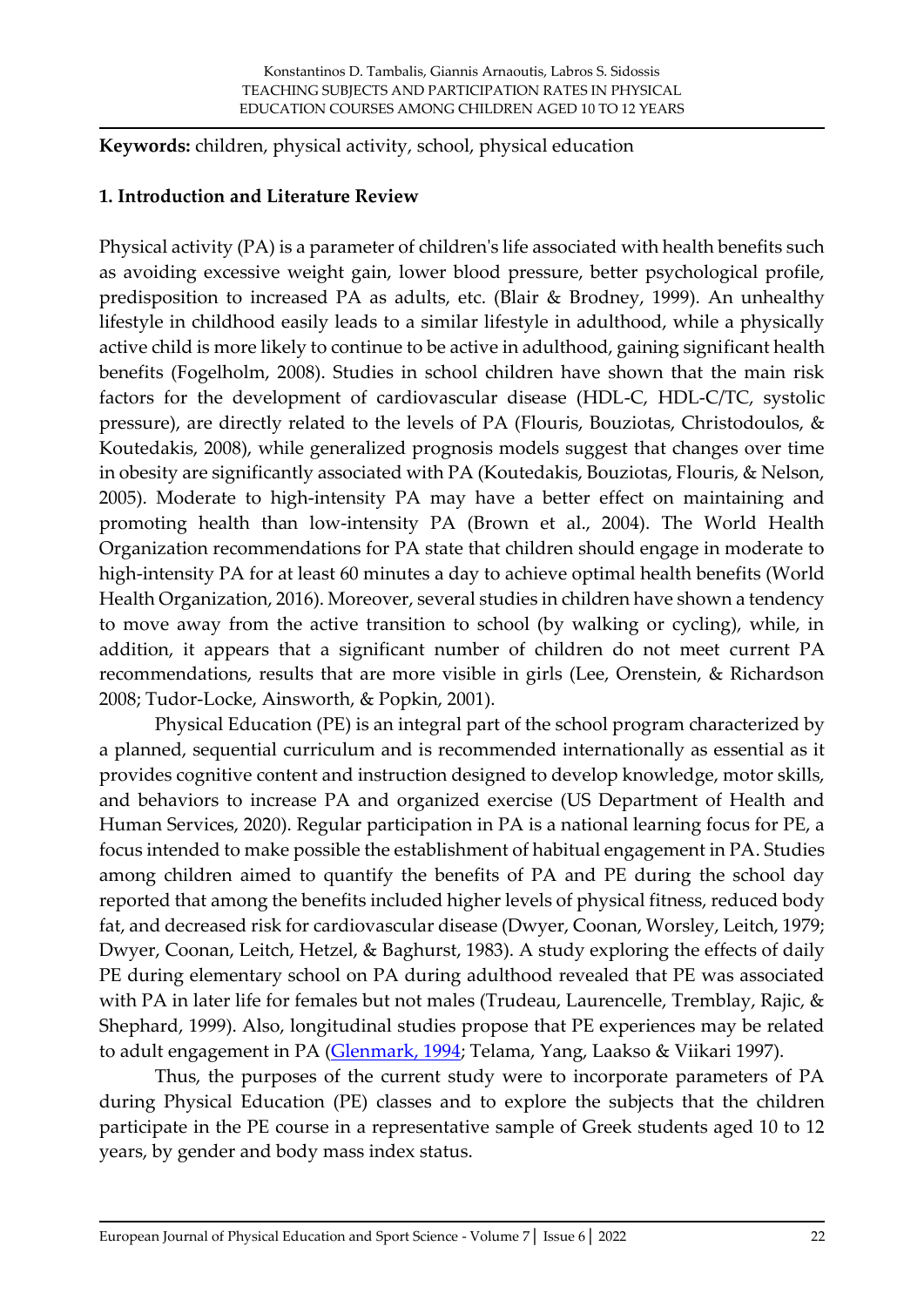**Keywords:** children, physical activity, school, physical education

## 1. Introduction and Literature Review

Physical activity (PA) is a parameter of children's life associated with health benefits such as avoiding excessive weight gain, lower blood pressure, better psychological profile, predisposition to increased PA as adults, etc. (Blair & Brodney, 1999). An unhealthy lifestyle in childhood easily leads to a similar lifestyle in adulthood, while a physically active child is more likely to continue to be active in adulthood, gaining significant health benefits (Fogelholm, 2008). Studies in school children have shown that the main risk factors for the development of cardiovascular disease (HDL-C, HDL-C/TC, systolic pressure), are directly related to the levels of PA (Flouris, Bouziotas, Christodoulos, & Koutedakis, 2008), while generalized prognosis models suggest that changes over time in obesity are significantly associated with PA (Koutedakis, Bouziotas, Flouris, & Nelson, 2005). Moderate to high-intensity PA may have a better effect on maintaining and promoting health than low-intensity PA (Brown et al., 2004). The World Health Organization recommendations for PA state that children should engage in moderate to high-intensity PA for at least 60 minutes a day to achieve optimal health benefits (World Health Organization, 2016). Moreover, several studies in children have shown a tendency to move away from the active transition to school (by walking or cycling), while, in addition, it appears that a significant number of children do not meet current PA recommendations, results that are more visible in girls (Lee, Orenstein, & Richardson 2008; Tudor-Locke, Ainsworth, & Popkin, 2001).

Physical Education (PE) is an integral part of the school program characterized by a planned, sequential curriculum and is recommended internationally as essential as it provides cognitive content and instruction designed to develop knowledge, motor skills, and behaviors to increase PA and organized exercise (US Department of Health and Human Services, 2020). Regular participation in PA is a national learning focus for PE, a focus intended to make possible the establishment of habitual engagement in PA. Studies among children aimed to quantify the benefits of PA and PE during the school day reported that among the benefits included higher levels of physical fitness, reduced body fat, and decreased risk for cardiovascular disease (Dwyer, Coonan, Worsley, Leitch, 1979; Dwyer, Coonan, Leitch, Hetzel, & Baghurst, 1983). A study exploring the effects of daily PE during elementary school on PA during adulthood revealed that PE was associated with PA in later life for females but not males (Trudeau, Laurencelle, Tremblay, Rajic, & Shephard, 1999). Also, longitudinal studies propose that PE experiences may be related to adult engagement in PA (Glenmark, 1994; Telama, Yang, Laakso & Viikari 1997).

Thus, the purposes of the current study were to incorporate parameters of PA during Physical Education (PE) classes and to explore the subjects that the children participate in the PE course in a representative sample of Greek students aged 10 to 12 years, by gender and body mass index status.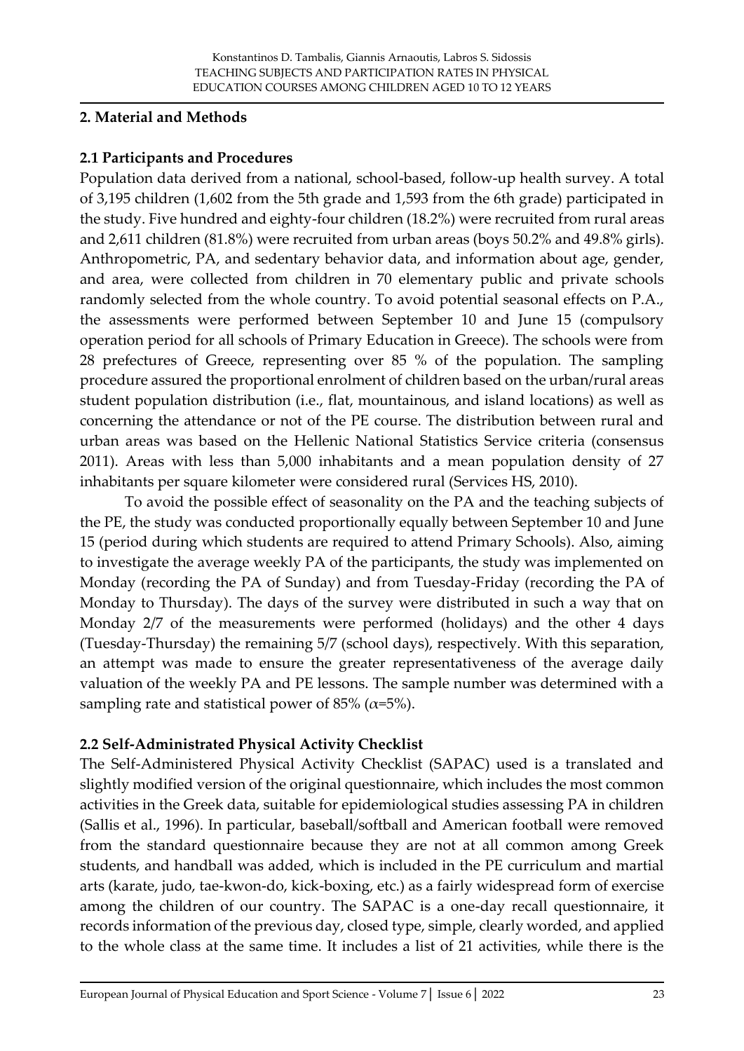## 2. Material and Methods

### 2.1 Participants and Procedures

Population data derived from a national, school-based, follow-up health survey. A total of 3,195 children (1,602 from the 5th grade and 1,593 from the 6th grade) participated in the study. Five hundred and eighty-four children (18.2%) were recruited from rural areas and 2,611 children (81.8%) were recruited from urban areas (boys 50.2% and 49.8% girls). Anthropometric, PA, and sedentary behavior data, and information about age, gender, and area, were collected from children in 70 elementary public and private schools randomly selected from the whole country. To avoid potential seasonal effects on P.A., the assessments were performed between September 10 and June 15 (compulsory operation period for all schools of Primary Education in Greece). The schools were from 28 prefectures of Greece, representing over 85 % of the population. The sampling procedure assured the proportional enrolment of children based on the urban/rural areas student population distribution (i.e., flat, mountainous, and island locations) as well as concerning the attendance or not of the PE course. The distribution between rural and urban areas was based on the Hellenic National Statistics Service criteria (consensus 2011). Areas with less than 5,000 inhabitants and a mean population density of 27 inhabitants per square kilometer were considered rural (Services HS, 2010).

To avoid the possible effect of seasonality on the PA and the teaching subjects of the PE, the study was conducted proportionally equally between September 10 and June 15 (period during which students are required to attend Primary Schools). Also, aiming to investigate the average weekly PA of the participants, the study was implemented on Monday (recording the PA of Sunday) and from Tuesday-Friday (recording the PA of Monday to Thursday). The days of the survey were distributed in such a way that on Monday 2/7 of the measurements were performed (holidays) and the other 4 days (Tuesday-Thursday) the remaining 5/7 (school days), respectively. With this separation, an attempt was made to ensure the greater representativeness of the average daily valuation of the weekly PA and PE lessons. The sample number was determined with a sampling rate and statistical power of 85% ($\alpha$=5%).

### 2.2 Self-Administrated Physical Activity Checklist

The Self-Administered Physical Activity Checklist (SAPAC) used is a translated and slightly modified version of the original questionnaire, which includes the most common activities in the Greek data, suitable for epidemiological studies assessing PA in children (Sallis et al., 1996). In particular, baseball/softball and American football were removed from the standard questionnaire because they are not at all common among Greek students, and handball was added, which is included in the PE curriculum and martial arts (karate, judo, tae-kwon-do, kick-boxing, etc.) as a fairly widespread form of exercise among the children of our country. The SAPAC is a one-day recall questionnaire, it records information of the previous day, closed type, simple, clearly worded, and applied to the whole class at the same time. It includes a list of 21 activities, while there is the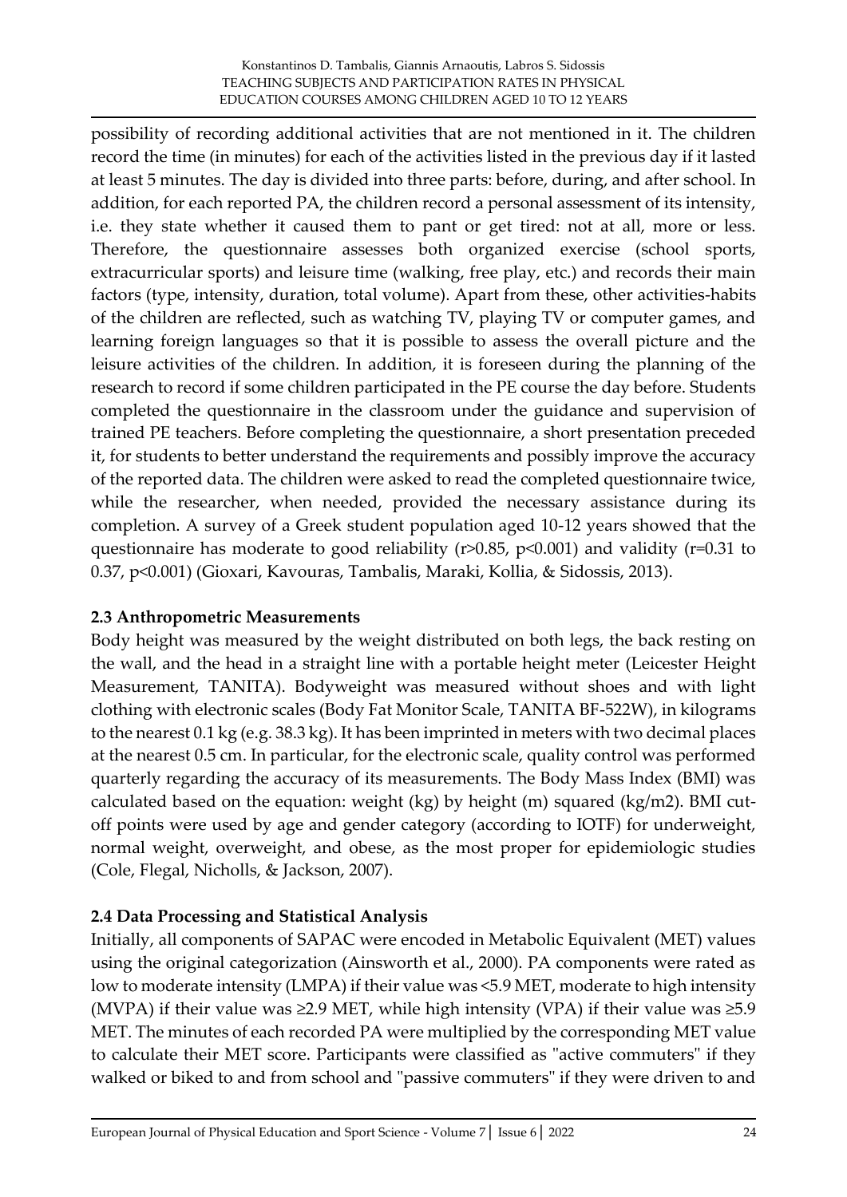possibility of recording additional activities that are not mentioned in it. The children record the time (in minutes) for each of the activities listed in the previous day if it lasted at least 5 minutes. The day is divided into three parts: before, during, and after school. In addition, for each reported PA, the children record a personal assessment of its intensity, i.e. they state whether it caused them to pant or get tired: not at all, more or less. Therefore, the questionnaire assesses both organized exercise (school sports, extracurricular sports) and leisure time (walking, free play, etc.) and records their main factors (type, intensity, duration, total volume). Apart from these, other activities-habits of the children are reflected, such as watching TV, playing TV or computer games, and learning foreign languages so that it is possible to assess the overall picture and the leisure activities of the children. In addition, it is foreseen during the planning of the research to record if some children participated in the PE course the day before. Students completed the questionnaire in the classroom under the guidance and supervision of trained PE teachers. Before completing the questionnaire, a short presentation preceded it, for students to better understand the requirements and possibly improve the accuracy of the reported data. The children were asked to read the completed questionnaire twice, while the researcher, when needed, provided the necessary assistance during its completion. A survey of a Greek student population aged 10-12 years showed that the questionnaire has moderate to good reliability ($r>0.85$, $p<0.001$) and validity ($r=0.31$ to $0.37$, $p<0.001$) (Gioxari, Kavouras, Tambalis, Maraki, Kollia, & Sidossis, 2013).

### 2.3 Anthropometric Measurements

Body height was measured by the weight distributed on both legs, the back resting on the wall, and the head in a straight line with a portable height meter (Leicester Height Measurement, TANITA). Bodyweight was measured without shoes and with light clothing with electronic scales (Body Fat Monitor Scale, TANITA BF-522W), in kilograms to the nearest 0.1 kg (e.g. 38.3 kg). It has been imprinted in meters with two decimal places at the nearest 0.5 cm. In particular, for the electronic scale, quality control was performed quarterly regarding the accuracy of its measurements. The Body Mass Index (BMI) was calculated based on the equation: weight (kg) by height (m) squared (kg/m2). BMI cut-off points were used by age and gender category (according to IOTF) for underweight, normal weight, overweight, and obese, as the most proper for epidemiologic studies (Cole, Flegal, Nicholls, & Jackson, 2007).

### 2.4 Data Processing and Statistical Analysis

Initially, all components of SAPAC were encoded in Metabolic Equivalent (MET) values using the original categorization (Ainsworth et al., 2000). PA components were rated as low to moderate intensity (LMPA) if their value was <5.9 MET, moderate to high intensity (MVPA) if their value was ≥2.9 MET, while high intensity (VPA) if their value was ≥5.9 MET. The minutes of each recorded PA were multiplied by the corresponding MET value to calculate their MET score. Participants were classified as "active commuters" if they walked or biked to and from school and "passive commuters" if they were driven to and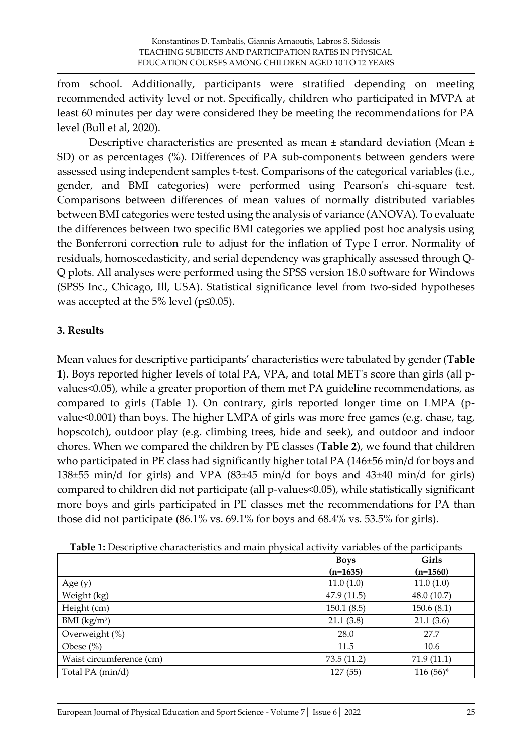from school. Additionally, participants were stratified depending on meeting recommended activity level or not. Specifically, children who participated in MVPA at least 60 minutes per day were considered they be meeting the recommendations for PA level (Bull et al, 2020).

Descriptive characteristics are presented as mean ± standard deviation (Mean ± SD) or as percentages (%). Differences of PA sub-components between genders were assessed using independent samples t-test. Comparisons of the categorical variables (i.e., gender, and BMI categories) were performed using Pearson's chi-square test. Comparisons between differences of mean values of normally distributed variables between BMI categories were tested using the analysis of variance (ANOVA). To evaluate the differences between two specific BMI categories we applied post hoc analysis using the Bonferroni correction rule to adjust for the inflation of Type I error. Normality of residuals, homoscedasticity, and serial dependency was graphically assessed through Q-Q plots. All analyses were performed using the SPSS version 18.0 software for Windows (SPSS Inc., Chicago, Ill, USA). Statistical significance level from two-sided hypotheses was accepted at the 5% level ($p \leq 0.05$).

## 3. Results

Mean values for descriptive participants' characteristics were tabulated by gender (**Table 1**). Boys reported higher levels of total PA, VPA, and total MET's score than girls (all p-values<0.05), while a greater proportion of them met PA guideline recommendations, as compared to girls (Table 1). On contrary, girls reported longer time on LMPA (p-value<0.001) than boys. The higher LMPA of girls was more free games (e.g. chase, tag, hopscotch), outdoor play (e.g. climbing trees, hide and seek), and outdoor and indoor chores. When we compared the children by PE classes (**Table 2**), we found that children who participated in PE class had significantly higher total PA (146±56 min/d for boys and 138±55 min/d for girls) and VPA (83±45 min/d for boys and 43±40 min/d for girls) compared to children did not participate (all p-values<0.05), while statistically significant more boys and girls participated in PE classes met the recommendations for PA than those did not participate (86.1% vs. 69.1% for boys and 68.4% vs. 53.5% for girls).

**Table 1:** Descriptive characteristics and main physical activity variables of the participants

| | **Boys** (n=1635) | **Girls** (n=1560) |
|---|---|---|
| Age (y) | 11.0 (1.0) | 11.0 (1.0) |
| Weight (kg) | 47.9 (11.5) | 48.0 (10.7) |
| Height (cm) | 150.1 (8.5) | 150.6 (8.1) |
| BMI (kg/m$^2$) | 21.1 (3.8) | 21.1 (3.6) |
| Overweight (%) | 28.0 | 27.7 |
| Obese (%) | 11.5 | 10.6 |
| Waist circumference (cm) | 73.5 (11.2) | 71.9 (11.1) |
| Total PA (min/d) | 127 (55) | 116 (56)* |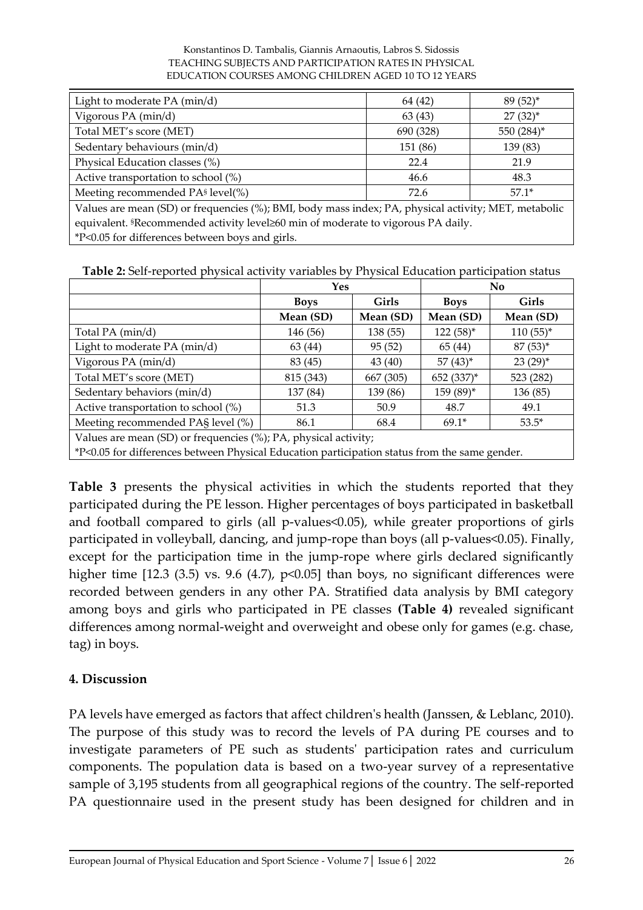| Light to moderate PA (min/d) | 64 (42) | 89 (52)* |
|---|---|---|
| Vigorous PA (min/d) | 63 (43) | 27 (32)* |
| Total MET's score (MET) | 690 (328) | 550 (284)* |
| Sedentary behaviours (min/d) | 151 (86) | 139 (83) |
| Physical Education classes (%) | 22.4 | 21.9 |
| Active transportation to school (%) | 46.6 | 48.3 |
| Meeting recommended PA§ level(%) | 72.6 | 57.1* |

Values are mean (SD) or frequencies (%); BMI, body mass index; PA, physical activity; MET, metabolic equivalent. §Recommended activity level≥60 min of moderate to vigorous PA daily.
*P<0.05 for differences between boys and girls.

**Table 2:** Self-reported physical activity variables by Physical Education participation status

| | Yes | | No | |
|---|---|---|---|---|
| | **Boys** | **Girls** | **Boys** | **Girls** |
| | **Mean (SD)** | **Mean (SD)** | **Mean (SD)** | **Mean (SD)** |
| Total PA (min/d) | 146 (56) | 138 (55) | 122 (58)* | 110 (55)* |
| Light to moderate PA (min/d) | 63 (44) | 95 (52) | 65 (44) | 87 (53)* |
| Vigorous PA (min/d) | 83 (45) | 43 (40) | 57 (43)* | 23 (29)* |
| Total MET's score (MET) | 815 (343) | 667 (305) | 652 (337)* | 523 (282) |
| Sedentary behaviors (min/d) | 137 (84) | 139 (86) | 159 (89)* | 136 (85) |
| Active transportation to school (%) | 51.3 | 50.9 | 48.7 | 49.1 |
| Meeting recommended PA§ level (%) | 86.1 | 68.4 | 69.1* | 53.5* |

Values are mean (SD) or frequencies (%); PA, physical activity;
*P<0.05 for differences between Physical Education participation status from the same gender.

**Table 3** presents the physical activities in which the students reported that they participated during the PE lesson. Higher percentages of boys participated in basketball and football compared to girls (all p-values<0.05), while greater proportions of girls participated in volleyball, dancing, and jump-rope than boys (all p-values<0.05). Finally, except for the participation time in the jump-rope where girls declared significantly higher time [12.3 (3.5) vs. 9.6 (4.7), p<0.05] than boys, no significant differences were recorded between genders in any other PA. Stratified data analysis by BMI category among boys and girls who participated in PE classes **(Table 4)** revealed significant differences among normal-weight and overweight and obese only for games (e.g. chase, tag) in boys.

## 4. Discussion

PA levels have emerged as factors that affect children's health (Janssen, & Leblanc, 2010). The purpose of this study was to record the levels of PA during PE courses and to investigate parameters of PE such as students' participation rates and curriculum components. The population data is based on a two-year survey of a representative sample of 3,195 students from all geographical regions of the country. The self-reported PA questionnaire used in the present study has been designed for children and in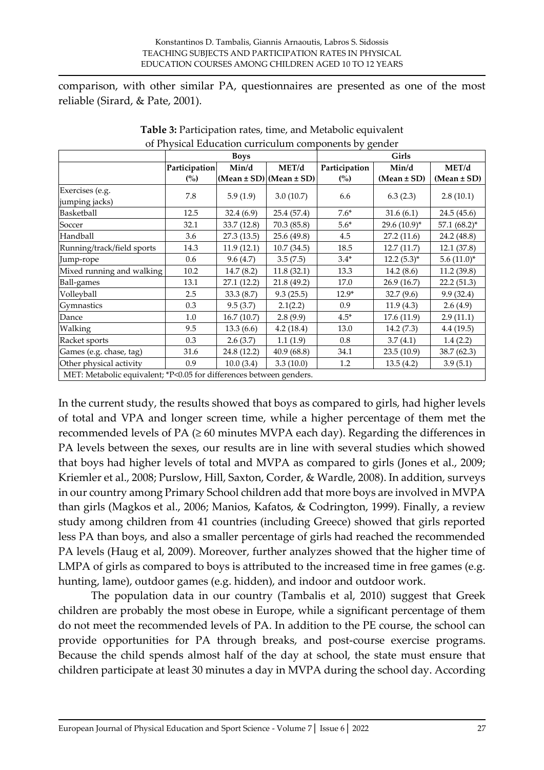comparison, with other similar PA, questionnaires are presented as one of the most reliable (Sirard, & Pate, 2001).

**Table 3:** Participation rates, time, and Metabolic equivalent of Physical Education curriculum components by gender

| | Boys | | | Girls | | |
|---|---|---|---|---|---|---|
| | Participation (%) | Min/d (Mean ± SD) | MET/d (Mean ± SD) | Participation (%) | Min/d (Mean ± SD) | MET/d (Mean ± SD) |
| Exercises (e.g. jumping jacks) | 7.8 | 5.9 (1.9) | 3.0 (10.7) | 6.6 | 6.3 (2.3) | 2.8 (10.1) |
| Basketball | 12.5 | 32.4 (6.9) | 25.4 (57.4) | 7.6* | 31.6 (6.1) | 24.5 (45.6) |
| Soccer | 32.1 | 33.7 (12.8) | 70.3 (85.8) | 5.6* | 29.6 (10.9)* | 57.1 (68.2)* |
| Handball | 3.6 | 27.3 (13.5) | 25.6 (49.8) | 4.5 | 27.2 (11.6) | 24.2 (48.8) |
| Running/track/field sports | 14.3 | 11.9 (12.1) | 10.7 (34.5) | 18.5 | 12.7 (11.7) | 12.1 (37.8) |
| Jump-rope | 0.6 | 9.6 (4.7) | 3.5 (7.5) | 3.4* | 12.2 (5.3)* | 5.6 (11.0)* |
| Mixed running and walking | 10.2 | 14.7 (8.2) | 11.8 (32.1) | 13.3 | 14.2 (8.6) | 11.2 (39.8) |
| Ball-games | 13.1 | 27.1 (12.2) | 21.8 (49.2) | 17.0 | 26.9 (16.7) | 22.2 (51.3) |
| Volleyball | 2.5 | 33.3 (8.7) | 9.3 (25.5) | 12.9* | 32.7 (9.6) | 9.9 (32.4) |
| Gymnastics | 0.3 | 9.5 (3.7) | 2.1(2.2) | 0.9 | 11.9 (4.3) | 2.6 (4.9) |
| Dance | 1.0 | 16.7 (10.7) | 2.8 (9.9) | 4.5* | 17.6 (11.9) | 2.9 (11.1) |
| Walking | 9.5 | 13.3 (6.6) | 4.2 (18.4) | 13.0 | 14.2 (7.3) | 4.4 (19.5) |
| Racket sports | 0.3 | 2.6 (3.7) | 1.1 (1.9) | 0.8 | 3.7 (4.1) | 1.4 (2.2) |
| Games (e.g. chase, tag) | 31.6 | 24.8 (12.2) | 40.9 (68.8) | 34.1 | 23.5 (10.9) | 38.7 (62.3) |
| Other physical activity | 0.9 | 10.0 (3.4) | 3.3 (10.0) | 1.2 | 13.5 (4.2) | 3.9 (5.1) |

MET: Metabolic equivalent; *P<0.05 for differences between genders.

In the current study, the results showed that boys as compared to girls, had higher levels of total and VPA and longer screen time, while a higher percentage of them met the recommended levels of PA (≥ 60 minutes MVPA each day). Regarding the differences in PA levels between the sexes, our results are in line with several studies which showed that boys had higher levels of total and MVPA as compared to girls (Jones et al., 2009; Kriemler et al., 2008; Purslow, Hill, Saxton, Corder, & Wardle, 2008). In addition, surveys in our country among Primary School children add that more boys are involved in MVPA than girls (Magkos et al., 2006; Manios, Kafatos, & Codrington, 1999). Finally, a review study among children from 41 countries (including Greece) showed that girls reported less PA than boys, and also a smaller percentage of girls had reached the recommended PA levels (Haug et al, 2009). Moreover, further analyzes showed that the higher time of LMPA of girls as compared to boys is attributed to the increased time in free games (e.g. hunting, lame), outdoor games (e.g. hidden), and indoor and outdoor work.

The population data in our country (Tambalis et al, 2010) suggest that Greek children are probably the most obese in Europe, while a significant percentage of them do not meet the recommended levels of PA. In addition to the PE course, the school can provide opportunities for PA through breaks, and post-course exercise programs. Because the child spends almost half of the day at school, the state must ensure that children participate at least 30 minutes a day in MVPA during the school day. According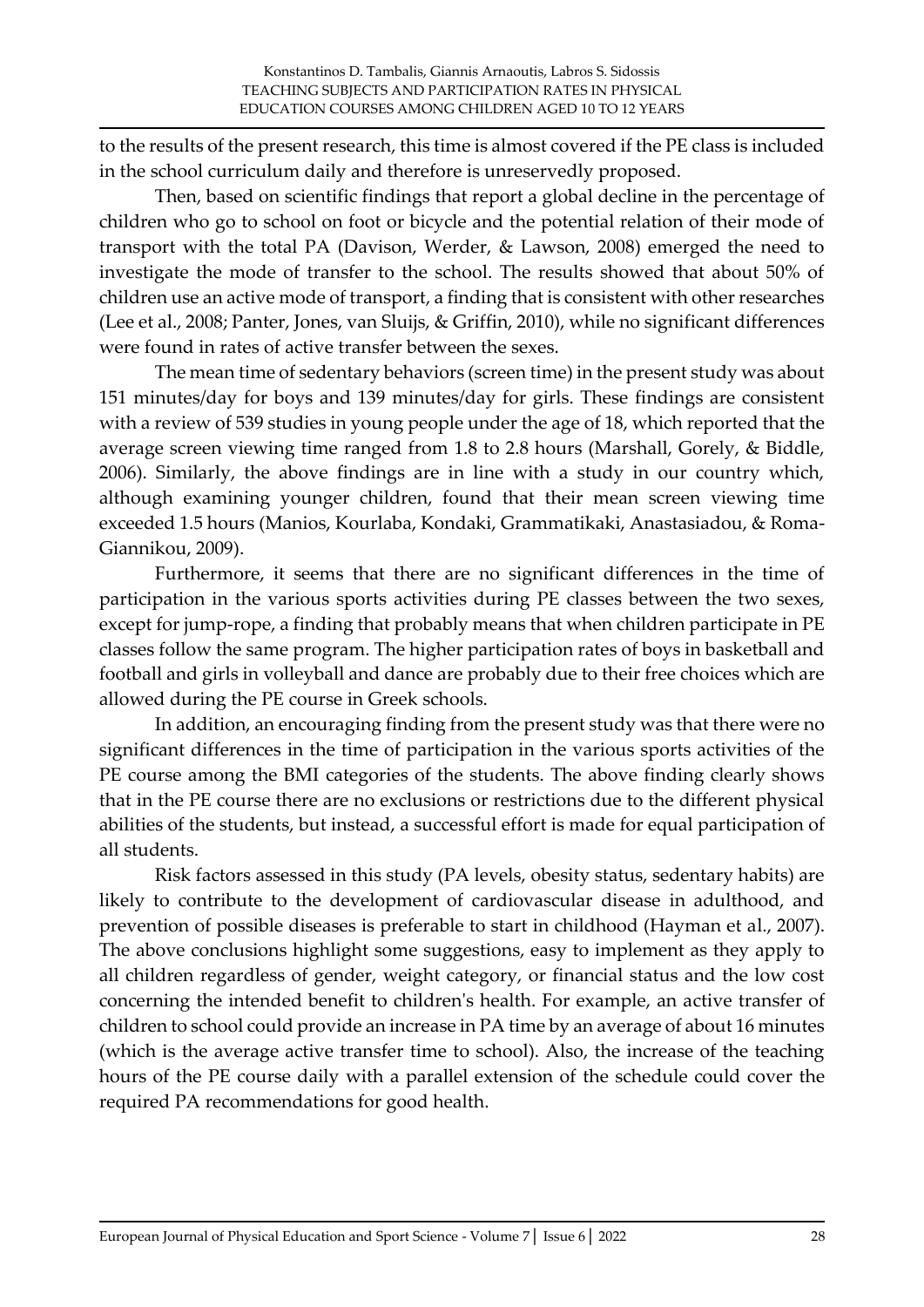to the results of the present research, this time is almost covered if the PE class is included in the school curriculum daily and therefore is unreservedly proposed.

Then, based on scientific findings that report a global decline in the percentage of children who go to school on foot or bicycle and the potential relation of their mode of transport with the total PA (Davison, Werder, & Lawson, 2008) emerged the need to investigate the mode of transfer to the school. The results showed that about 50% of children use an active mode of transport, a finding that is consistent with other researches (Lee et al., 2008; Panter, Jones, van Sluijs, & Griffin, 2010), while no significant differences were found in rates of active transfer between the sexes.

The mean time of sedentary behaviors (screen time) in the present study was about 151 minutes/day for boys and 139 minutes/day for girls. These findings are consistent with a review of 539 studies in young people under the age of 18, which reported that the average screen viewing time ranged from 1.8 to 2.8 hours (Marshall, Gorely, & Biddle, 2006). Similarly, the above findings are in line with a study in our country which, although examining younger children, found that their mean screen viewing time exceeded 1.5 hours (Manios, Kourlaba, Kondaki, Grammatikaki, Anastasiadou, & Roma-Giannikou, 2009).

Furthermore, it seems that there are no significant differences in the time of participation in the various sports activities during PE classes between the two sexes, except for jump-rope, a finding that probably means that when children participate in PE classes follow the same program. The higher participation rates of boys in basketball and football and girls in volleyball and dance are probably due to their free choices which are allowed during the PE course in Greek schools.

In addition, an encouraging finding from the present study was that there were no significant differences in the time of participation in the various sports activities of the PE course among the BMI categories of the students. The above finding clearly shows that in the PE course there are no exclusions or restrictions due to the different physical abilities of the students, but instead, a successful effort is made for equal participation of all students.

Risk factors assessed in this study (PA levels, obesity status, sedentary habits) are likely to contribute to the development of cardiovascular disease in adulthood, and prevention of possible diseases is preferable to start in childhood (Hayman et al., 2007). The above conclusions highlight some suggestions, easy to implement as they apply to all children regardless of gender, weight category, or financial status and the low cost concerning the intended benefit to children's health. For example, an active transfer of children to school could provide an increase in PA time by an average of about 16 minutes (which is the average active transfer time to school). Also, the increase of the teaching hours of the PE course daily with a parallel extension of the schedule could cover the required PA recommendations for good health.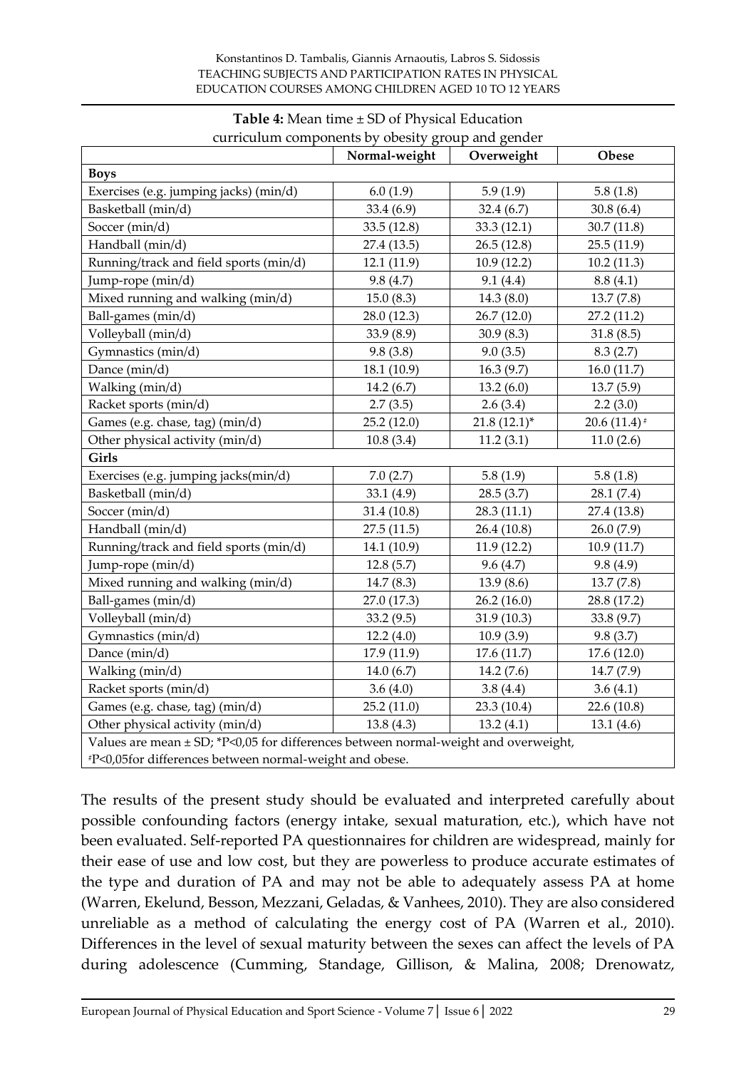**Table 4:** Mean time ± SD of Physical Education curriculum components by obesity group and gender

| | Normal-weight | Overweight | Obese |
|---|---|---|---|
| **Boys** | | | |
| Exercises (e.g. jumping jacks) (min/d) | 6.0 (1.9) | 5.9 (1.9) | 5.8 (1.8) |
| Basketball (min/d) | 33.4 (6.9) | 32.4 (6.7) | 30.8 (6.4) |
| Soccer (min/d) | 33.5 (12.8) | 33.3 (12.1) | 30.7 (11.8) |
| Handball (min/d) | 27.4 (13.5) | 26.5 (12.8) | 25.5 (11.9) |
| Running/track and field sports (min/d) | 12.1 (11.9) | 10.9 (12.2) | 10.2 (11.3) |
| Jump-rope (min/d) | 9.8 (4.7) | 9.1 (4.4) | 8.8 (4.1) |
| Mixed running and walking (min/d) | 15.0 (8.3) | 14.3 (8.0) | 13.7 (7.8) |
| Ball-games (min/d) | 28.0 (12.3) | 26.7 (12.0) | 27.2 (11.2) |
| Volleyball (min/d) | 33.9 (8.9) | 30.9 (8.3) | 31.8 (8.5) |
| Gymnastics (min/d) | 9.8 (3.8) | 9.0 (3.5) | 8.3 (2.7) |
| Dance (min/d) | 18.1 (10.9) | 16.3 (9.7) | 16.0 (11.7) |
| Walking (min/d) | 14.2 (6.7) | 13.2 (6.0) | 13.7 (5.9) |
| Racket sports (min/d) | 2.7 (3.5) | 2.6 (3.4) | 2.2 (3.0) |
| Games (e.g. chase, tag) (min/d) | 25.2 (12.0) | 21.8 (12.1)* | 20.6 (11.4) ‡ |
| Other physical activity (min/d) | 10.8 (3.4) | 11.2 (3.1) | 11.0 (2.6) |
| **Girls** | | | |
| Exercises (e.g. jumping jacks(min/d) | 7.0 (2.7) | 5.8 (1.9) | 5.8 (1.8) |
| Basketball (min/d) | 33.1 (4.9) | 28.5 (3.7) | 28.1 (7.4) |
| Soccer (min/d) | 31.4 (10.8) | 28.3 (11.1) | 27.4 (13.8) |
| Handball (min/d) | 27.5 (11.5) | 26.4 (10.8) | 26.0 (7.9) |
| Running/track and field sports (min/d) | 14.1 (10.9) | 11.9 (12.2) | 10.9 (11.7) |
| Jump-rope (min/d) | 12.8 (5.7) | 9.6 (4.7) | 9.8 (4.9) |
| Mixed running and walking (min/d) | 14.7 (8.3) | 13.9 (8.6) | 13.7 (7.8) |
| Ball-games (min/d) | 27.0 (17.3) | 26.2 (16.0) | 28.8 (17.2) |
| Volleyball (min/d) | 33.2 (9.5) | 31.9 (10.3) | 33.8 (9.7) |
| Gymnastics (min/d) | 12.2 (4.0) | 10.9 (3.9) | 9.8 (3.7) |
| Dance (min/d) | 17.9 (11.9) | 17.6 (11.7) | 17.6 (12.0) |
| Walking (min/d) | 14.0 (6.7) | 14.2 (7.6) | 14.7 (7.9) |
| Racket sports (min/d) | 3.6 (4.0) | 3.8 (4.4) | 3.6 (4.1) |
| Games (e.g. chase, tag) (min/d) | 25.2 (11.0) | 23.3 (10.4) | 22.6 (10.8) |
| Other physical activity (min/d) | 13.8 (4.3) | 13.2 (4.1) | 13.1 (4.6) |

Values are mean ± SD; *P<0,05 for differences between normal-weight and overweight, ‡P<0,05for differences between normal-weight and obese.

The results of the present study should be evaluated and interpreted carefully about possible confounding factors (energy intake, sexual maturation, etc.), which have not been evaluated. Self-reported PA questionnaires for children are widespread, mainly for their ease of use and low cost, but they are powerless to produce accurate estimates of the type and duration of PA and may not be able to adequately assess PA at home (Warren, Ekelund, Besson, Mezzani, Geladas, & Vanhees, 2010). They are also considered unreliable as a method of calculating the energy cost of PA (Warren et al., 2010). Differences in the level of sexual maturity between the sexes can affect the levels of PA during adolescence (Cumming, Standage, Gillison, & Malina, 2008; Drenowatz,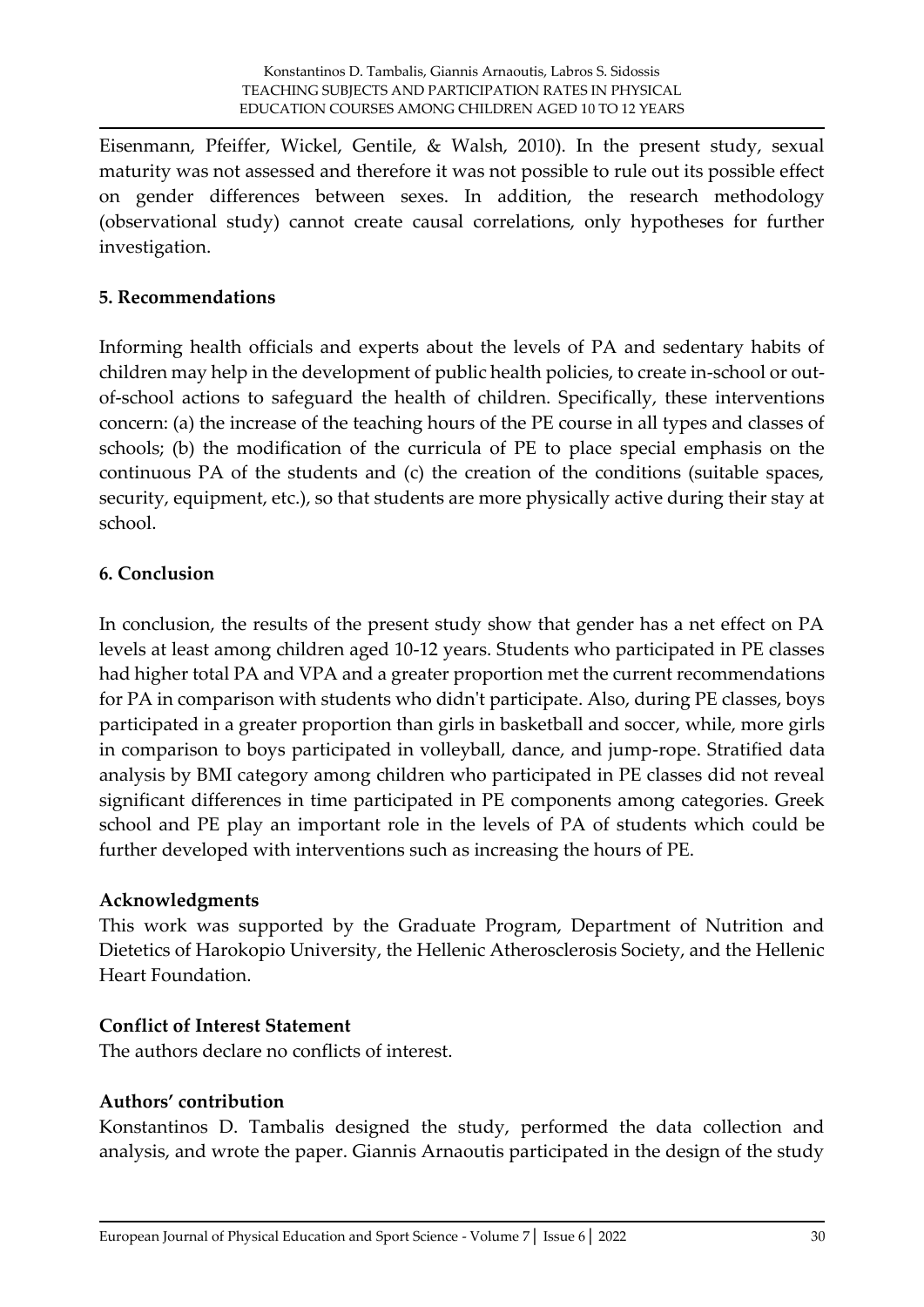Eisenmann, Pfeiffer, Wickel, Gentile, & Walsh, 2010). In the present study, sexual maturity was not assessed and therefore it was not possible to rule out its possible effect on gender differences between sexes. In addition, the research methodology (observational study) cannot create causal correlations, only hypotheses for further investigation.

### 5. Recommendations

Informing health officials and experts about the levels of PA and sedentary habits of children may help in the development of public health policies, to create in-school or out-of-school actions to safeguard the health of children. Specifically, these interventions concern: (a) the increase of the teaching hours of the PE course in all types and classes of schools; (b) the modification of the curricula of PE to place special emphasis on the continuous PA of the students and (c) the creation of the conditions (suitable spaces, security, equipment, etc.), so that students are more physically active during their stay at school.

### 6. Conclusion

In conclusion, the results of the present study show that gender has a net effect on PA levels at least among children aged 10-12 years. Students who participated in PE classes had higher total PA and VPA and a greater proportion met the current recommendations for PA in comparison with students who didn't participate. Also, during PE classes, boys participated in a greater proportion than girls in basketball and soccer, while, more girls in comparison to boys participated in volleyball, dance, and jump-rope. Stratified data analysis by BMI category among children who participated in PE classes did not reveal significant differences in time participated in PE components among categories. Greek school and PE play an important role in the levels of PA of students which could be further developed with interventions such as increasing the hours of PE.

### Acknowledgments

This work was supported by the Graduate Program, Department of Nutrition and Dietetics of Harokopio University, the Hellenic Atherosclerosis Society, and the Hellenic Heart Foundation.

### Conflict of Interest Statement

The authors declare no conflicts of interest.

### Authors' contribution

Konstantinos D. Tambalis designed the study, performed the data collection and analysis, and wrote the paper. Giannis Arnaoutis participated in the design of the study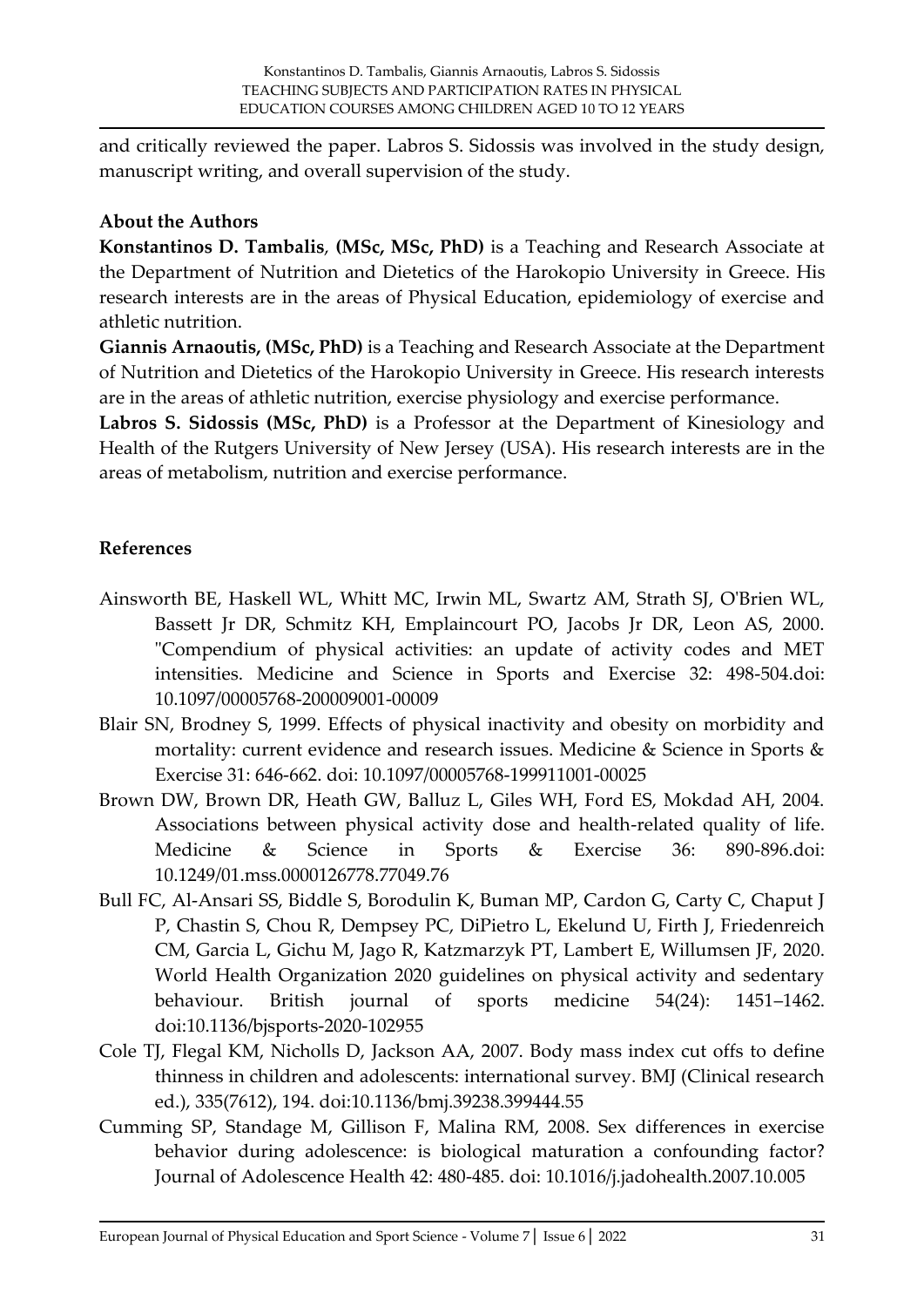and critically reviewed the paper. Labros S. Sidossis was involved in the study design, manuscript writing, and overall supervision of the study.

**About the Authors**

**Konstantinos D. Tambalis**, **(MSc, MSc, PhD)** is a Teaching and Research Associate at the Department of Nutrition and Dietetics of the Harokopio University in Greece. His research interests are in the areas of Physical Education, epidemiology of exercise and athletic nutrition.

**Giannis Arnaoutis, (MSc, PhD)** is a Teaching and Research Associate at the Department of Nutrition and Dietetics of the Harokopio University in Greece. His research interests are in the areas of athletic nutrition, exercise physiology and exercise performance.

**Labros S. Sidossis (MSc, PhD)** is a Professor at the Department of Kinesiology and Health of the Rutgers University of New Jersey (USA). His research interests are in the areas of metabolism, nutrition and exercise performance.

**References**

Ainsworth BE, Haskell WL, Whitt MC, Irwin ML, Swartz AM, Strath SJ, O'Brien WL, Bassett Jr DR, Schmitz KH, Emplaincourt PO, Jacobs Jr DR, Leon AS, 2000. "Compendium of physical activities: an update of activity codes and MET intensities. Medicine and Science in Sports and Exercise 32: 498-504.doi: 10.1097/00005768-200009001-00009

Blair SN, Brodney S, 1999. Effects of physical inactivity and obesity on morbidity and mortality: current evidence and research issues. Medicine & Science in Sports & Exercise 31: 646-662. doi: 10.1097/00005768-199911001-00025

Brown DW, Brown DR, Heath GW, Balluz L, Giles WH, Ford ES, Mokdad AH, 2004. Associations between physical activity dose and health-related quality of life. Medicine & Science in Sports & Exercise 36: 890-896.doi: 10.1249/01.mss.0000126778.77049.76

Bull FC, Al-Ansari SS, Biddle S, Borodulin K, Buman MP, Cardon G, Carty C, Chaput J P, Chastin S, Chou R, Dempsey PC, DiPietro L, Ekelund U, Firth J, Friedenreich CM, Garcia L, Gichu M, Jago R, Katzmarzyk PT, Lambert E, Willumsen JF, 2020. World Health Organization 2020 guidelines on physical activity and sedentary behaviour. British journal of sports medicine 54(24): 1451–1462. doi:10.1136/bjsports-2020-102955

Cole TJ, Flegal KM, Nicholls D, Jackson AA, 2007. Body mass index cut offs to define thinness in children and adolescents: international survey. BMJ (Clinical research ed.), 335(7612), 194. doi:10.1136/bmj.39238.399444.55

Cumming SP, Standage M, Gillison F, Malina RM, 2008. Sex differences in exercise behavior during adolescence: is biological maturation a confounding factor? Journal of Adolescence Health 42: 480-485. doi: 10.1016/j.jadohealth.2007.10.005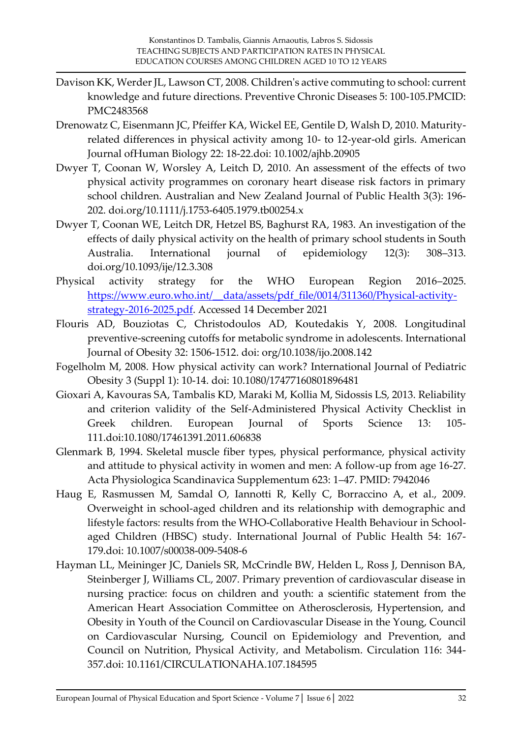Davison KK, Werder JL, Lawson CT, 2008. Children's active commuting to school: current knowledge and future directions. Preventive Chronic Diseases 5: 100-105.PMCID: PMC2483568

Drenowatz C, Eisenmann JC, Pfeiffer KA, Wickel EE, Gentile D, Walsh D, 2010. Maturity-related differences in physical activity among 10- to 12-year-old girls. American Journal ofHuman Biology 22: 18-22.doi: 10.1002/ajhb.20905

Dwyer T, Coonan W, Worsley A, Leitch D, 2010. An assessment of the effects of two physical activity programmes on coronary heart disease risk factors in primary school children. Australian and New Zealand Journal of Public Health 3(3): 196-202. doi.org/10.1111/j.1753-6405.1979.tb00254.x

Dwyer T, Coonan WE, Leitch DR, Hetzel BS, Baghurst RA, 1983. An investigation of the effects of daily physical activity on the health of primary school students in South Australia. International journal of epidemiology 12(3): 308–313. doi.org/10.1093/ije/12.3.308

Physical activity strategy for the WHO European Region 2016–2025. https://www.euro.who.int/__data/assets/pdf_file/0014/311360/Physical-activity-strategy-2016-2025.pdf. Accessed 14 December 2021

Flouris AD, Bouziotas C, Christodoulos AD, Koutedakis Y, 2008. Longitudinal preventive-screening cutoffs for metabolic syndrome in adolescents. International Journal of Obesity 32: 1506-1512. doi: org/10.1038/ijo.2008.142

Fogelholm M, 2008. How physical activity can work? International Journal of Pediatric Obesity 3 (Suppl 1): 10-14. doi: 10.1080/17477160801896481

Gioxari A, Kavouras SA, Tambalis KD, Maraki M, Kollia M, Sidossis LS, 2013. Reliability and criterion validity of the Self-Administered Physical Activity Checklist in Greek children. European Journal of Sports Science 13: 105-111.doi:10.1080/17461391.2011.606838

Glenmark B, 1994. Skeletal muscle fiber types, physical performance, physical activity and attitude to physical activity in women and men: A follow-up from age 16-27. Acta Physiologica Scandinavica Supplementum 623: 1–47. PMID: 7942046

Haug E, Rasmussen M, Samdal O, Iannotti R, Kelly C, Borraccino A, et al., 2009. Overweight in school-aged children and its relationship with demographic and lifestyle factors: results from the WHO-Collaborative Health Behaviour in School-aged Children (HBSC) study. International Journal of Public Health 54: 167-179.doi: 10.1007/s00038-009-5408-6

Hayman LL, Meininger JC, Daniels SR, McCrindle BW, Helden L, Ross J, Dennison BA, Steinberger J, Williams CL, 2007. Primary prevention of cardiovascular disease in nursing practice: focus on children and youth: a scientific statement from the American Heart Association Committee on Atherosclerosis, Hypertension, and Obesity in Youth of the Council on Cardiovascular Disease in the Young, Council on Cardiovascular Nursing, Council on Epidemiology and Prevention, and Council on Nutrition, Physical Activity, and Metabolism. Circulation 116: 344-357.doi: 10.1161/CIRCULATIONAHA.107.184595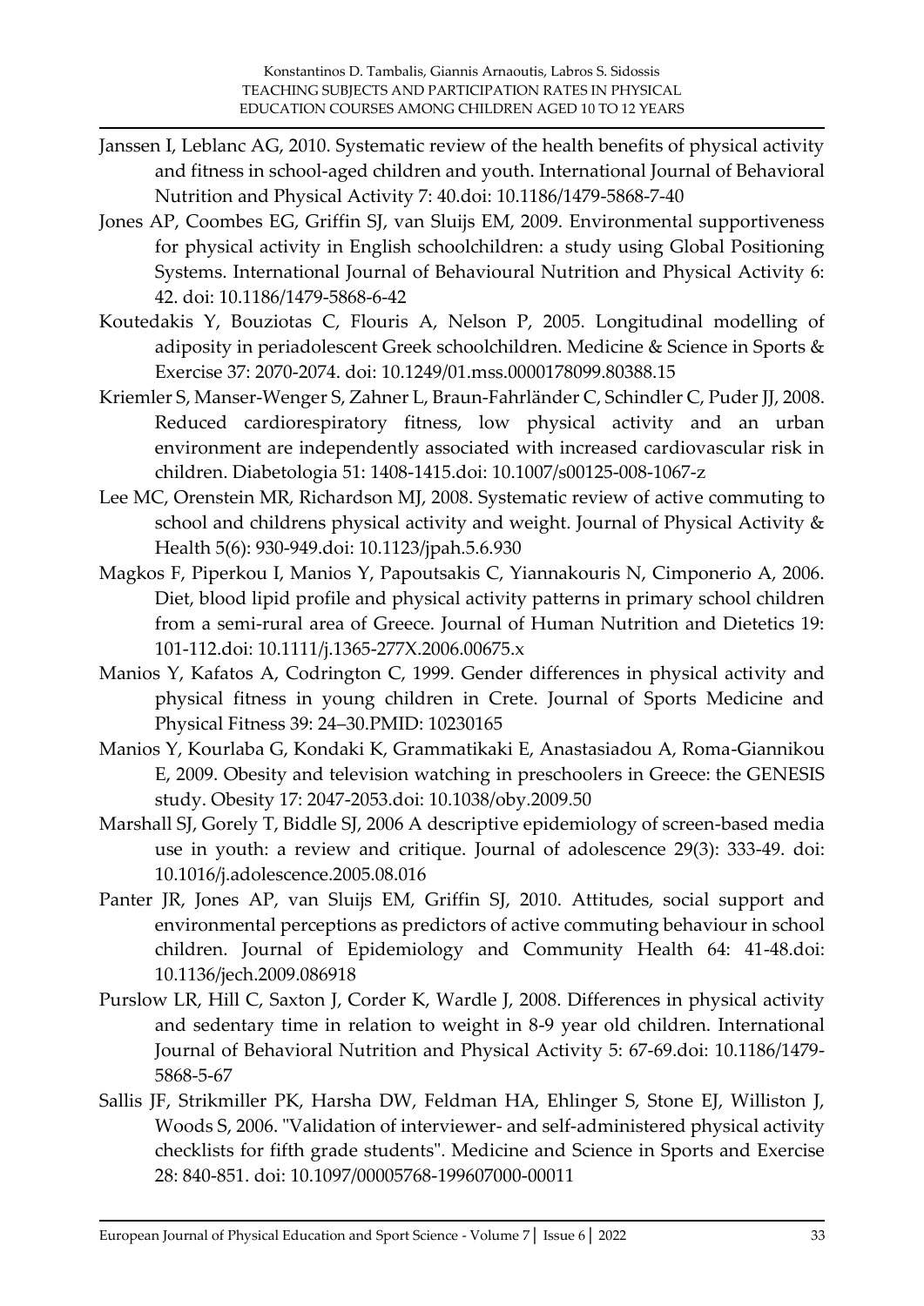Janssen I, Leblanc AG, 2010. Systematic review of the health benefits of physical activity and fitness in school-aged children and youth. International Journal of Behavioral Nutrition and Physical Activity 7: 40.doi: 10.1186/1479-5868-7-40

Jones AP, Coombes EG, Griffin SJ, van Sluijs EM, 2009. Environmental supportiveness for physical activity in English schoolchildren: a study using Global Positioning Systems. International Journal of Behavioural Nutrition and Physical Activity 6: 42. doi: 10.1186/1479-5868-6-42

Koutedakis Y, Bouziotas C, Flouris A, Nelson P, 2005. Longitudinal modelling of adiposity in periadolescent Greek schoolchildren. Medicine & Science in Sports & Exercise 37: 2070-2074. doi: 10.1249/01.mss.0000178099.80388.15

Kriemler S, Manser-Wenger S, Zahner L, Braun-Fahrländer C, Schindler C, Puder JJ, 2008. Reduced cardiorespiratory fitness, low physical activity and an urban environment are independently associated with increased cardiovascular risk in children. Diabetologia 51: 1408-1415.doi: 10.1007/s00125-008-1067-z

Lee MC, Orenstein MR, Richardson MJ, 2008. Systematic review of active commuting to school and childrens physical activity and weight. Journal of Physical Activity & Health 5(6): 930-949.doi: 10.1123/jpah.5.6.930

Magkos F, Piperkou I, Manios Y, Papoutsakis C, Yiannakouris N, Cimponerio A, 2006. Diet, blood lipid profile and physical activity patterns in primary school children from a semi-rural area of Greece. Journal of Human Nutrition and Dietetics 19: 101-112.doi: 10.1111/j.1365-277X.2006.00675.x

Manios Y, Kafatos A, Codrington C, 1999. Gender differences in physical activity and physical fitness in young children in Crete. Journal of Sports Medicine and Physical Fitness 39: 24–30.PMID: 10230165

Manios Y, Kourlaba G, Kondaki K, Grammatikaki E, Anastasiadou A, Roma-Giannikou E, 2009. Obesity and television watching in preschoolers in Greece: the GENESIS study. Obesity 17: 2047-2053.doi: 10.1038/oby.2009.50

Marshall SJ, Gorely T, Biddle SJ, 2006 A descriptive epidemiology of screen-based media use in youth: a review and critique. Journal of adolescence 29(3): 333-49. doi: 10.1016/j.adolescence.2005.08.016

Panter JR, Jones AP, van Sluijs EM, Griffin SJ, 2010. Attitudes, social support and environmental perceptions as predictors of active commuting behaviour in school children. Journal of Epidemiology and Community Health 64: 41-48.doi: 10.1136/jech.2009.086918

Purslow LR, Hill C, Saxton J, Corder K, Wardle J, 2008. Differences in physical activity and sedentary time in relation to weight in 8-9 year old children. International Journal of Behavioral Nutrition and Physical Activity 5: 67-69.doi: 10.1186/1479-5868-5-67

Sallis JF, Strikmiller PK, Harsha DW, Feldman HA, Ehlinger S, Stone EJ, Williston J, Woods S, 2006. "Validation of interviewer- and self-administered physical activity checklists for fifth grade students". Medicine and Science in Sports and Exercise 28: 840-851. doi: 10.1097/00005768-199607000-00011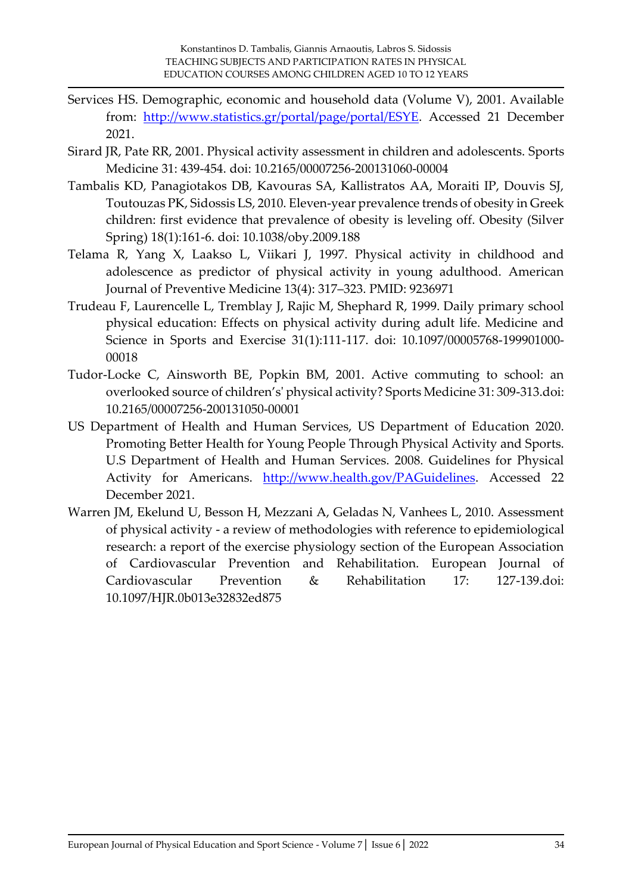Services HS. Demographic, economic and household data (Volume V), 2001. Available from: http://www.statistics.gr/portal/page/portal/ESYE. Accessed 21 December 2021.

Sirard JR, Pate RR, 2001. Physical activity assessment in children and adolescents. Sports Medicine 31: 439-454. doi: 10.2165/00007256-200131060-00004

Tambalis KD, Panagiotakos DB, Kavouras SA, Kallistratos AA, Moraiti IP, Douvis SJ, Toutouzas PK, Sidossis LS, 2010. Eleven-year prevalence trends of obesity in Greek children: first evidence that prevalence of obesity is leveling off. Obesity (Silver Spring) 18(1):161-6. doi: 10.1038/oby.2009.188

Telama R, Yang X, Laakso L, Viikari J, 1997. Physical activity in childhood and adolescence as predictor of physical activity in young adulthood. American Journal of Preventive Medicine 13(4): 317–323. PMID: 9236971

Trudeau F, Laurencelle L, Tremblay J, Rajic M, Shephard R, 1999. Daily primary school physical education: Effects on physical activity during adult life. Medicine and Science in Sports and Exercise 31(1):111-117. doi: 10.1097/00005768-199901000-00018

Tudor-Locke C, Ainsworth BE, Popkin BM, 2001. Active commuting to school: an overlooked source of children's' physical activity? Sports Medicine 31: 309-313.doi: 10.2165/00007256-200131050-00001

US Department of Health and Human Services, US Department of Education 2020. Promoting Better Health for Young People Through Physical Activity and Sports. U.S Department of Health and Human Services. 2008. Guidelines for Physical Activity for Americans. http://www.health.gov/PAGuidelines. Accessed 22 December 2021.

Warren JM, Ekelund U, Besson H, Mezzani A, Geladas N, Vanhees L, 2010. Assessment of physical activity - a review of methodologies with reference to epidemiological research: a report of the exercise physiology section of the European Association of Cardiovascular Prevention and Rehabilitation. European Journal of Cardiovascular Prevention & Rehabilitation 17: 127-139.doi: 10.1097/HJR.0b013e32832ed875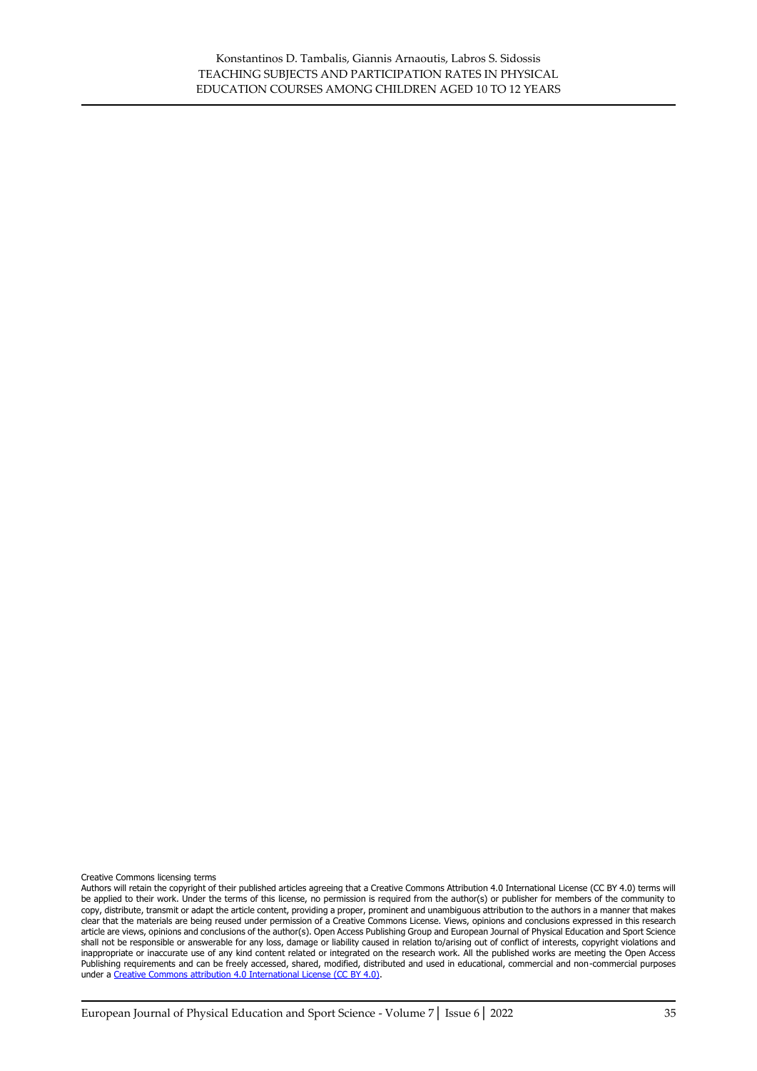Creative Commons licensing terms

Authors will retain the copyright of their published articles agreeing that a Creative Commons Attribution 4.0 International License (CC BY 4.0) terms will be applied to their work. Under the terms of this license, no permission is required from the author(s) or publisher for members of the community to copy, distribute, transmit or adapt the article content, providing a proper, prominent and unambiguous attribution to the authors in a manner that makes clear that the materials are being reused under permission of a Creative Commons License. Views, opinions and conclusions expressed in this research article are views, opinions and conclusions of the author(s). Open Access Publishing Group and European Journal of Physical Education and Sport Science shall not be responsible or answerable for any loss, damage or liability caused in relation to/arising out of conflict of interests, copyright violations and inappropriate or inaccurate use of any kind content related or integrated on the research work. All the published works are meeting the Open Access Publishing requirements and can be freely accessed, shared, modified, distributed and used in educational, commercial and non-commercial purposes under a [Creative Commons attribution 4.0 International License (CC BY 4.0)](https://creativecommons.org/licenses/by/4.0/).